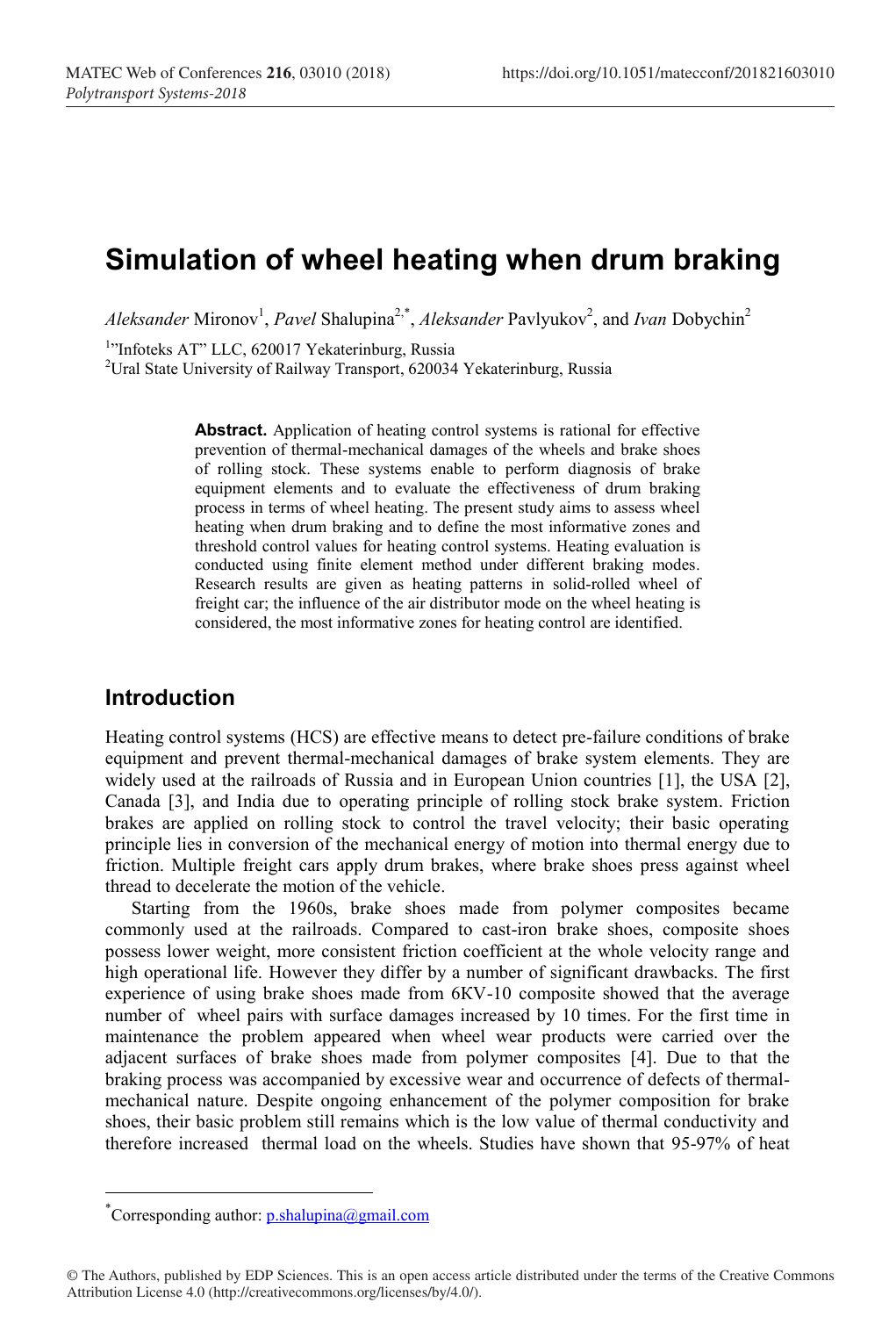# Simulation of wheel heating when drum braking

*Aleksander* Mironov[1], *Pavel* Shalupina[2,*], *Aleksander* Pavlyukov[2], and *Ivan* Dobychin[2]

[1]"Infoteks AT" LLC, 620017 Yekaterinburg, Russia
[2]Ural State University of Railway Transport, 620034 Yekaterinburg, Russia

**Abstract.** Application of heating control systems is rational for effective prevention of thermal-mechanical damages of the wheels and brake shoes of rolling stock. These systems enable to perform diagnosis of brake equipment elements and to evaluate the effectiveness of drum braking process in terms of wheel heating. The present study aims to assess wheel heating when drum braking and to define the most informative zones and threshold control values for heating control systems. Heating evaluation is conducted using finite element method under different braking modes. Research results are given as heating patterns in solid-rolled wheel of freight car; the influence of the air distributor mode on the wheel heating is considered, the most informative zones for heating control are identified.

## Introduction

Heating control systems (HCS) are effective means to detect pre-failure conditions of brake equipment and prevent thermal-mechanical damages of brake system elements. They are widely used at the railroads of Russia and in European Union countries [1], the USA [2], Canada [3], and India due to operating principle of rolling stock brake system. Friction brakes are applied on rolling stock to control the travel velocity; their basic operating principle lies in conversion of the mechanical energy of motion into thermal energy due to friction. Multiple freight cars apply drum brakes, where brake shoes press against wheel thread to decelerate the motion of the vehicle.

Starting from the 1960s, brake shoes made from polymer composites became commonly used at the railroads. Compared to cast-iron brake shoes, composite shoes possess lower weight, more consistent friction coefficient at the whole velocity range and high operational life. However they differ by a number of significant drawbacks. The first experience of using brake shoes made from 6KV-10 composite showed that the average number of wheel pairs with surface damages increased by 10 times. For the first time in maintenance the problem appeared when wheel wear products were carried over the adjacent surfaces of brake shoes made from polymer composites [4]. Due to that the braking process was accompanied by excessive wear and occurrence of defects of thermal-mechanical nature. Despite ongoing enhancement of the polymer composition for brake shoes, their basic problem still remains which is the low value of thermal conductivity and therefore increased thermal load on the wheels. Studies have shown that 95-97% of heat

*Corresponding author: p.shalupina@gmail.com

© The Authors, published by EDP Sciences. This is an open access article distributed under the terms of the Creative Commons Attribution License 4.0 (http://creativecommons.org/licenses/by/4.0/).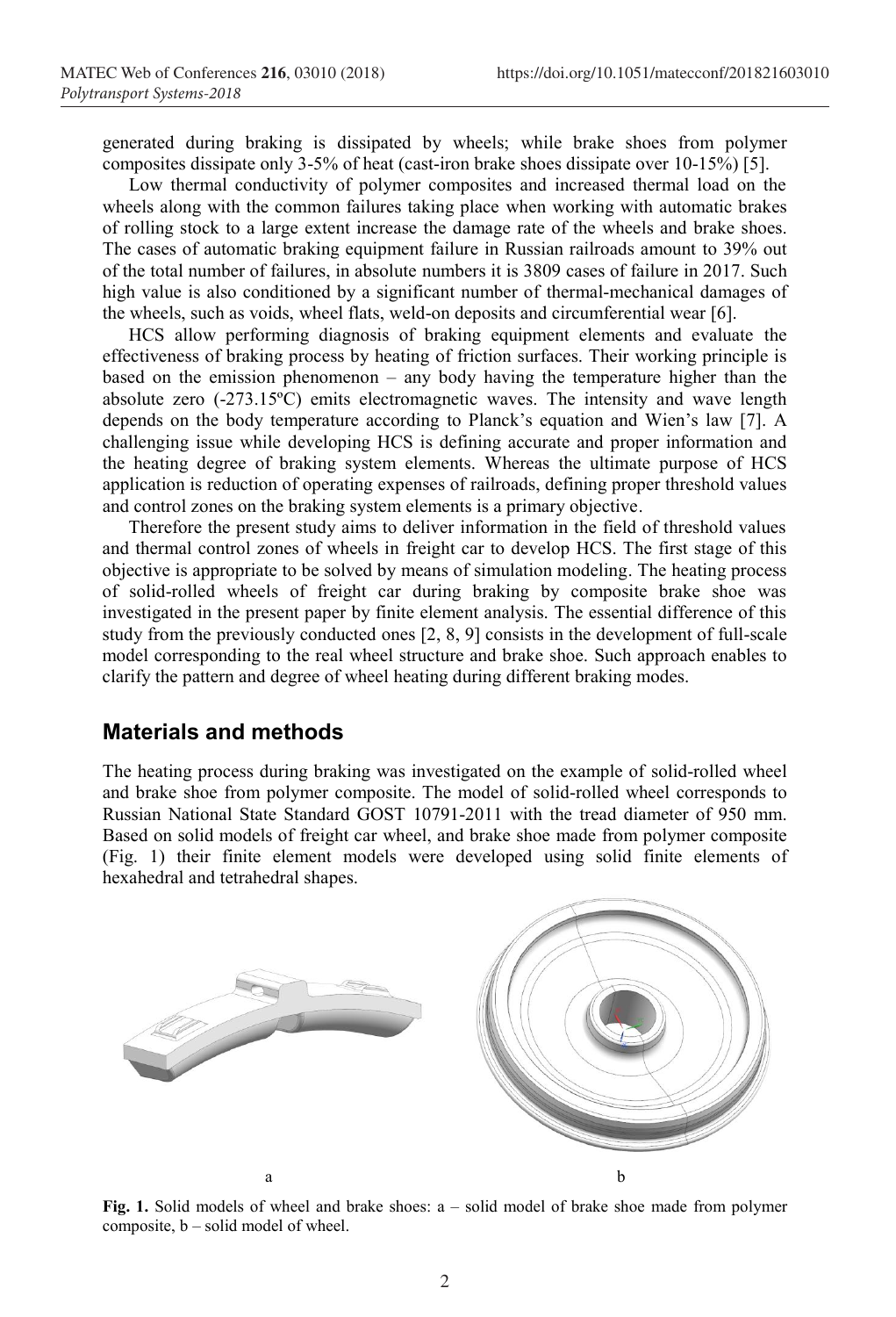generated during braking is dissipated by wheels; while brake shoes from polymer composites dissipate only 3-5% of heat (cast-iron brake shoes dissipate over 10-15%) [5].

Low thermal conductivity of polymer composites and increased thermal load on the wheels along with the common failures taking place when working with automatic brakes of rolling stock to a large extent increase the damage rate of the wheels and brake shoes. The cases of automatic braking equipment failure in Russian railroads amount to 39% out of the total number of failures, in absolute numbers it is 3809 cases of failure in 2017. Such high value is also conditioned by a significant number of thermal-mechanical damages of the wheels, such as voids, wheel flats, weld-on deposits and circumferential wear [6].

HCS allow performing diagnosis of braking equipment elements and evaluate the effectiveness of braking process by heating of friction surfaces. Their working principle is based on the emission phenomenon – any body having the temperature higher than the absolute zero (-273.15ºC) emits electromagnetic waves. The intensity and wave length depends on the body temperature according to Planck's equation and Wien's law [7]. A challenging issue while developing HCS is defining accurate and proper information and the heating degree of braking system elements. Whereas the ultimate purpose of HCS application is reduction of operating expenses of railroads, defining proper threshold values and control zones on the braking system elements is a primary objective.

Therefore the present study aims to deliver information in the field of threshold values and thermal control zones of wheels in freight car to develop HCS. The first stage of this objective is appropriate to be solved by means of simulation modeling. The heating process of solid-rolled wheels of freight car during braking by composite brake shoe was investigated in the present paper by finite element analysis. The essential difference of this study from the previously conducted ones [2, 8, 9] consists in the development of full-scale model corresponding to the real wheel structure and brake shoe. Such approach enables to clarify the pattern and degree of wheel heating during different braking modes.

## Materials and methods

The heating process during braking was investigated on the example of solid-rolled wheel and brake shoe from polymer composite. The model of solid-rolled wheel corresponds to Russian National State Standard GOST 10791-2011 with the tread diameter of 950 mm. Based on solid models of freight car wheel, and brake shoe made from polymer composite (Fig. 1) their finite element models were developed using solid finite elements of hexahedral and tetrahedral shapes.

a b

**Fig. 1.** Solid models of wheel and brake shoes: a – solid model of brake shoe made from polymer composite, b – solid model of wheel.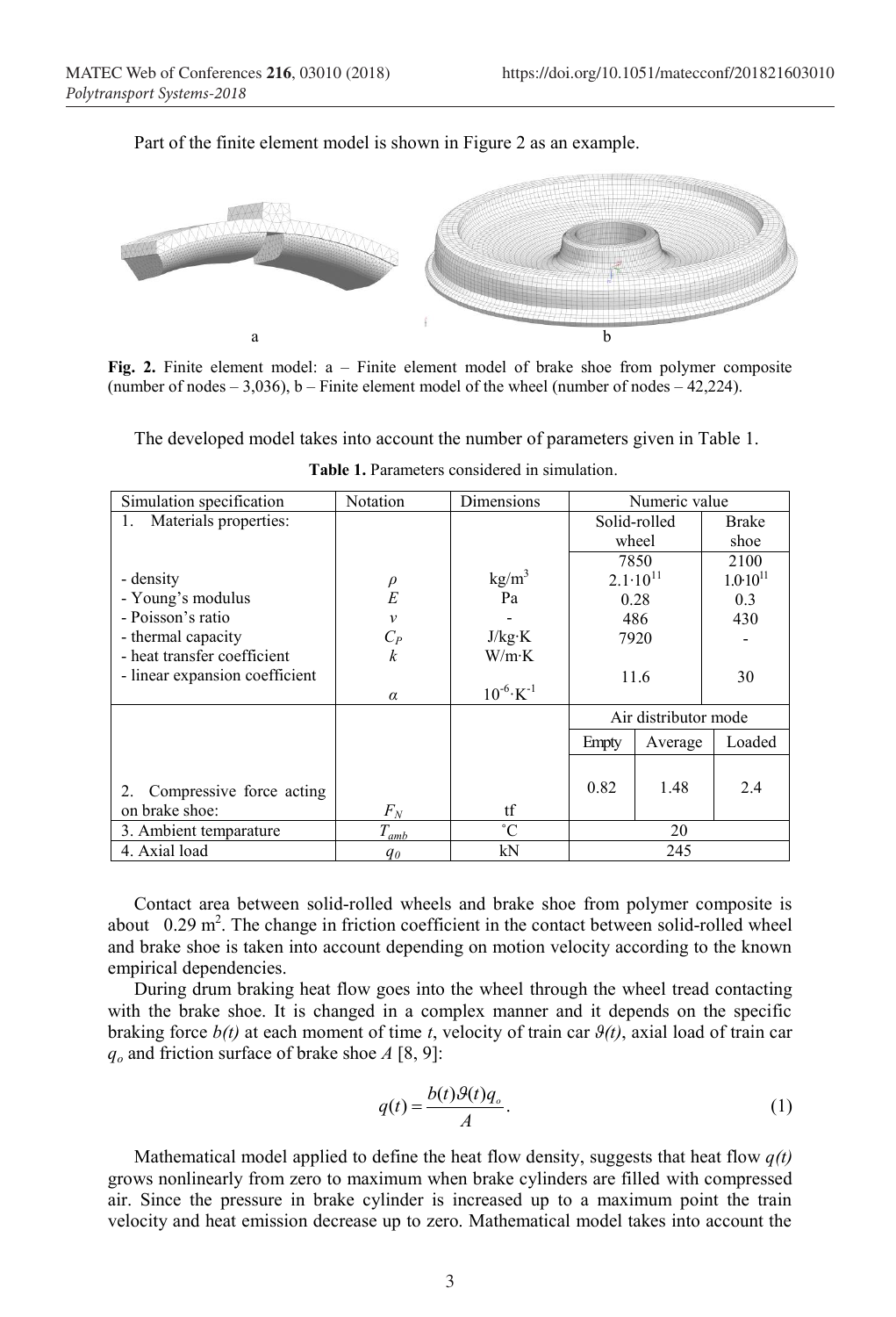Part of the finite element model is shown in Figure 2 as an example.

Fig. 2. Finite element model: a – Finite element model of brake shoe from polymer composite (number of nodes – 3,036), b – Finite element model of the wheel (number of nodes – 42,224).

The developed model takes into account the number of parameters given in Table 1.

**Table 1.** Parameters considered in simulation.

| Simulation specification | Notation | Dimensions | Numeric value | | |
|---|---|---|---|---|---|
| 1. Materials properties: | | | Solid-rolled wheel | | Brake shoe |
| - density | $\rho$ | kg/m$^3$ | 7850 | | 2100 |
| - Young's modulus | $E$ | Pa | $2.1 \cdot 10^{11}$ | | $1.0 \cdot 10^{11}$ |
| - Poisson's ratio | $\nu$ | - | 0.28 | | 0.3 |
| - thermal capacity | $C_P$ | J/kg·K | 486 | | 430 |
| - heat transfer coefficient | $k$ | W/m·K | 7920 | | - |
| - linear expansion coefficient | $\alpha$ | $10^{-6} \cdot K^{-1}$ | 11.6 | | 30 |
| | | | Air distributor mode | | |
| | | | Empty | Average | Loaded |
| 2. Compressive force acting on brake shoe: | $F_N$ | tf | 0.82 | 1.48 | 2.4 |
| 3. Ambient temparature | $T_{amb}$ | ˚C | 20 | | |
| 4. Axial load | $q_0$ | kN | 245 | | |

Contact area between solid-rolled wheels and brake shoe from polymer composite is about 0.29 m$^2$. The change in friction coefficient in the contact between solid-rolled wheel and brake shoe is taken into account depending on motion velocity according to the known empirical dependencies.

During drum braking heat flow goes into the wheel through the wheel tread contacting with the brake shoe. It is changed in a complex manner and it depends on the specific braking force $b(t)$ at each moment of time $t$, velocity of train car $\vartheta(t)$, axial load of train car $q_o$ and friction surface of brake shoe $A$ [8, 9]:

$$q(t) = \frac{b(t)\vartheta(t)q_o}{A}. \tag{1}$$

Mathematical model applied to define the heat flow density, suggests that heat flow $q(t)$ grows nonlinearly from zero to maximum when brake cylinders are filled with compressed air. Since the pressure in brake cylinder is increased up to a maximum point the train velocity and heat emission decrease up to zero. Mathematical model takes into account the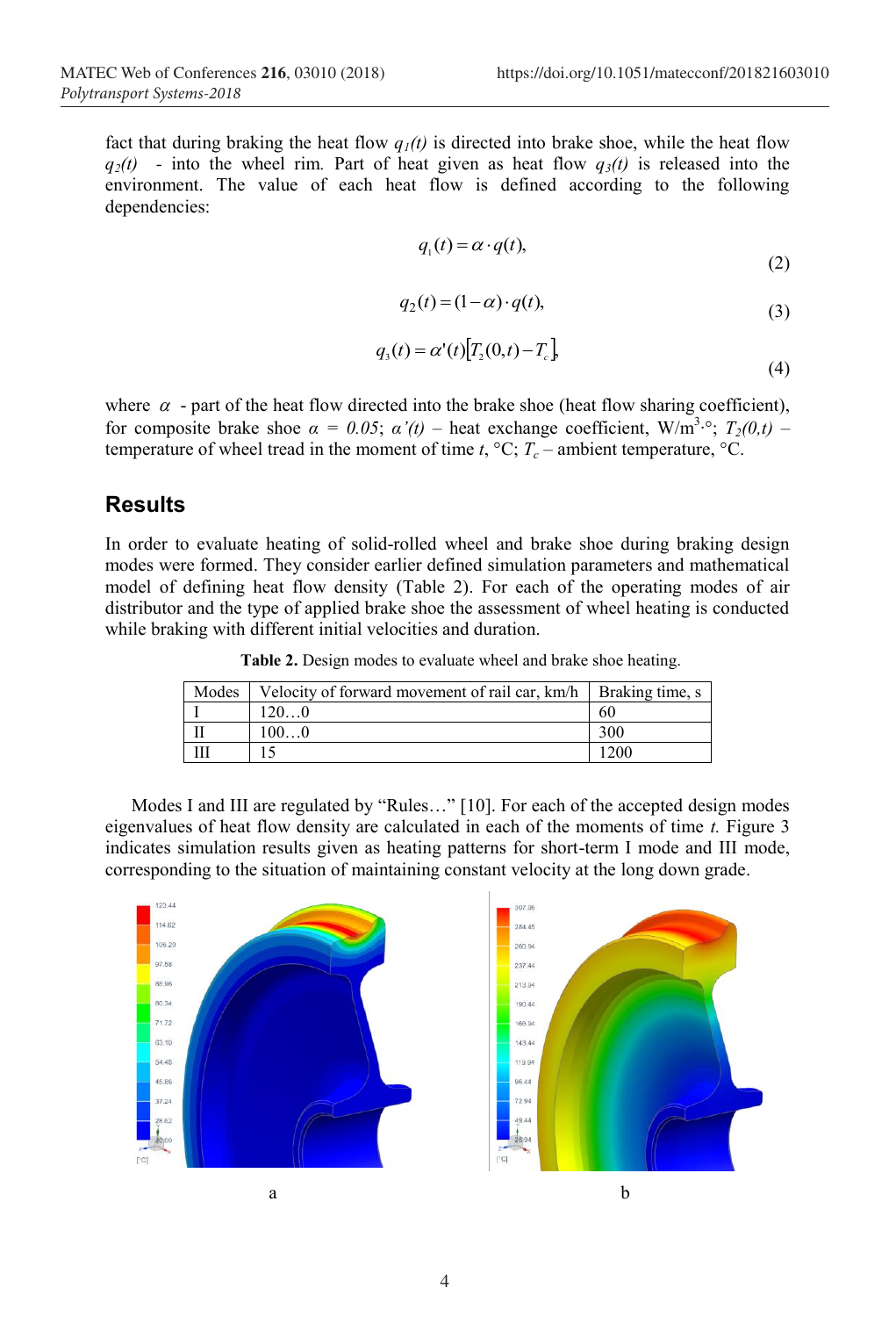fact that during braking the heat flow $q_1(t)$ is directed into brake shoe, while the heat flow $q_2(t)$ - into the wheel rim. Part of heat given as heat flow $q_3(t)$ is released into the environment. The value of each heat flow is defined according to the following dependencies:

$$q_1(t) = \alpha \cdot q(t), \tag{2}$$

$$q_2(t) = (1-\alpha) \cdot q(t), \tag{3}$$

$$q_3(t) = \alpha'(t)\left[T_2(0,t) - T_c\right], \tag{4}$$

where $\alpha$ - part of the heat flow directed into the brake shoe (heat flow sharing coefficient), for composite brake shoe $\alpha = 0.05$; $\alpha'(t)$ – heat exchange coefficient, W/m$^3$·°; $T_2(0,t)$ – temperature of wheel tread in the moment of time $t$, °C; $T_c$ – ambient temperature, °C.

## Results

In order to evaluate heating of solid-rolled wheel and brake shoe during braking design modes were formed. They consider earlier defined simulation parameters and mathematical model of defining heat flow density (Table 2). For each of the operating modes of air distributor and the type of applied brake shoe the assessment of wheel heating is conducted while braking with different initial velocities and duration.

**Table 2.** Design modes to evaluate wheel and brake shoe heating.

| Modes | Velocity of forward movement of rail car, km/h | Braking time, s |
|---|---|---|
| I | 120…0 | 60 |
| II | 100…0 | 300 |
| III | 15 | 1200 |

Modes I and III are regulated by "Rules…" [10]. For each of the accepted design modes eigenvalues of heat flow density are calculated in each of the moments of time $t$. Figure 3 indicates simulation results given as heating patterns for short-term I mode and III mode, corresponding to the situation of maintaining constant velocity at the long down grade.

a

b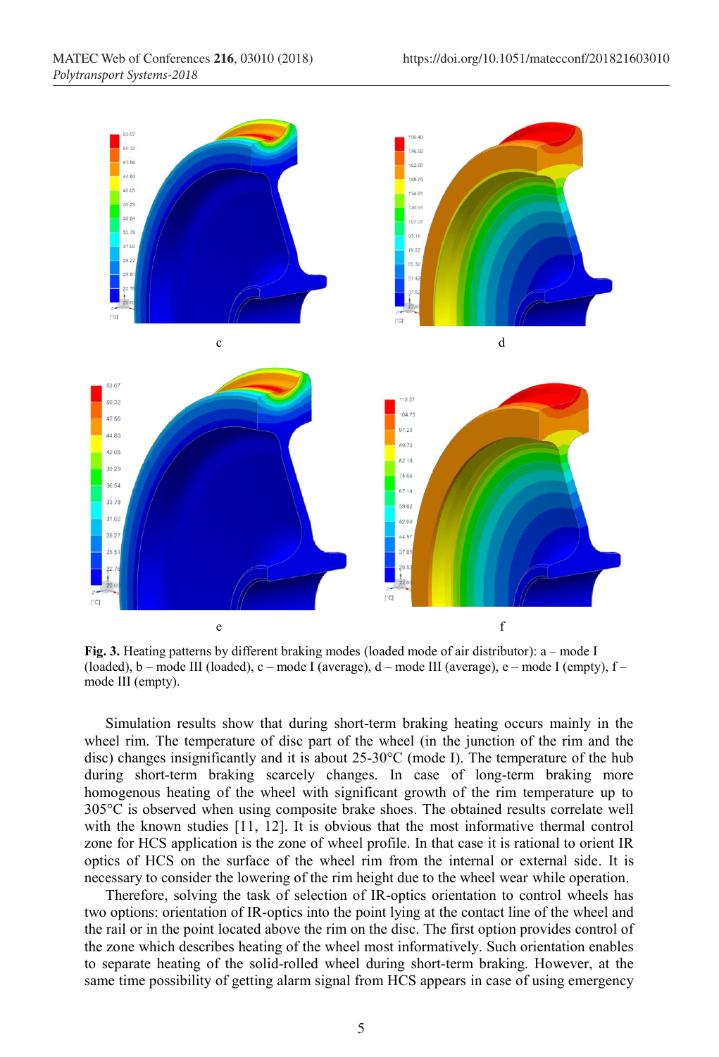**Fig. 3.** Heating patterns by different braking modes (loaded mode of air distributor): a – mode I (loaded), b – mode III (loaded), c – mode I (average), d – mode III (average), e – mode I (empty), f – mode III (empty).

Simulation results show that during short-term braking heating occurs mainly in the wheel rim. The temperature of disc part of the wheel (in the junction of the rim and the disc) changes insignificantly and it is about 25-30°C (mode I). The temperature of the hub during short-term braking scarcely changes. In case of long-term braking more homogenous heating of the wheel with significant growth of the rim temperature up to 305°C is observed when using composite brake shoes. The obtained results correlate well with the known studies [11, 12]. It is obvious that the most informative thermal control zone for HCS application is the zone of wheel profile. In that case it is rational to orient IR optics of HCS on the surface of the wheel rim from the internal or external side. It is necessary to consider the lowering of the rim height due to the wheel wear while operation.

Therefore, solving the task of selection of IR-optics orientation to control wheels has two options: orientation of IR-optics into the point lying at the contact line of the wheel and the rail or in the point located above the rim on the disc. The first option provides control of the zone which describes heating of the wheel most informatively. Such orientation enables to separate heating of the solid-rolled wheel during short-term braking. However, at the same time possibility of getting alarm signal from HCS appears in case of using emergency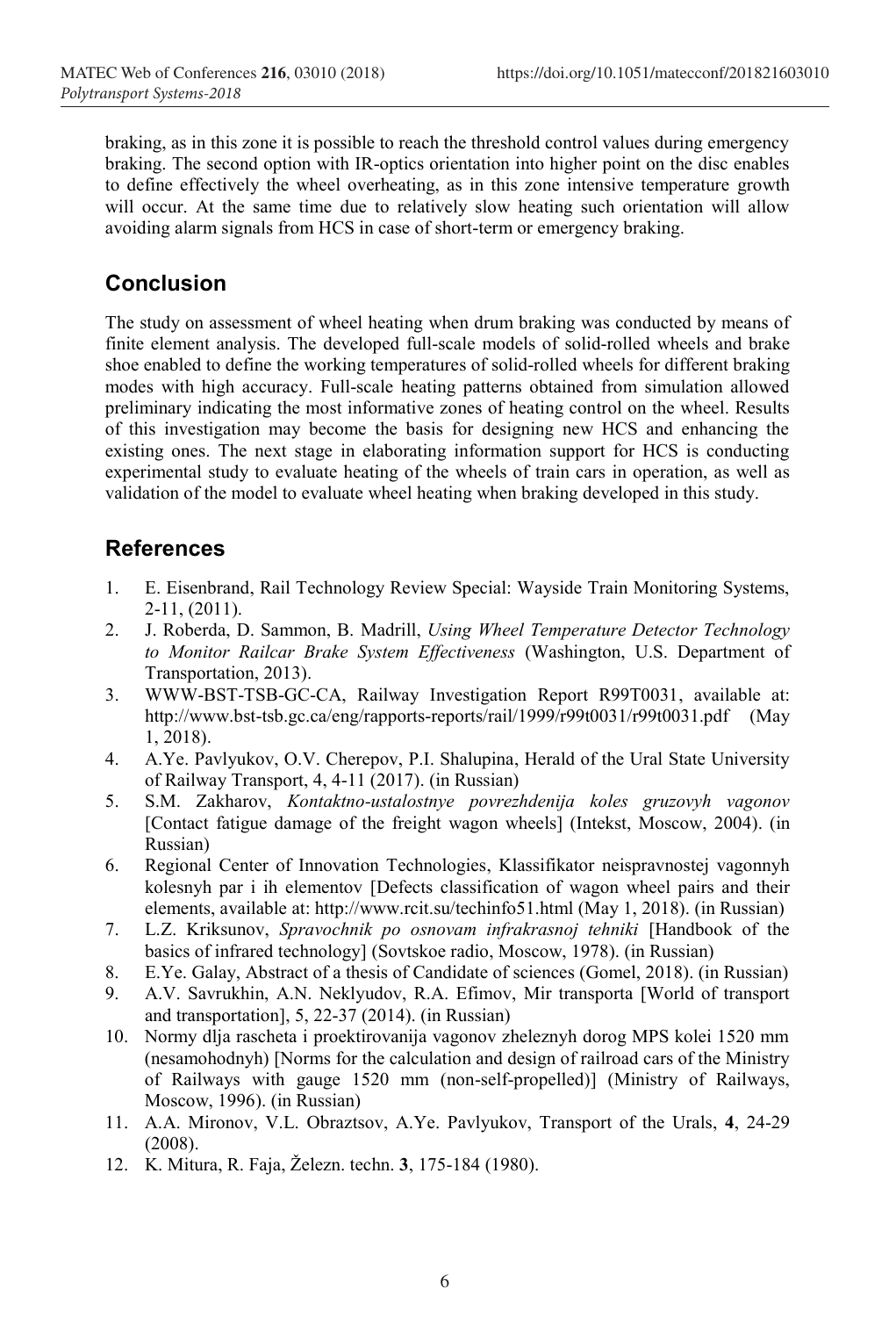braking, as in this zone it is possible to reach the threshold control values during emergency braking. The second option with IR-optics orientation into higher point on the disc enables to define effectively the wheel overheating, as in this zone intensive temperature growth will occur. At the same time due to relatively slow heating such orientation will allow avoiding alarm signals from HCS in case of short-term or emergency braking.

## Conclusion

The study on assessment of wheel heating when drum braking was conducted by means of finite element analysis. The developed full-scale models of solid-rolled wheels and brake shoe enabled to define the working temperatures of solid-rolled wheels for different braking modes with high accuracy. Full-scale heating patterns obtained from simulation allowed preliminary indicating the most informative zones of heating control on the wheel. Results of this investigation may become the basis for designing new HCS and enhancing the existing ones. The next stage in elaborating information support for HCS is conducting experimental study to evaluate heating of the wheels of train cars in operation, as well as validation of the model to evaluate wheel heating when braking developed in this study.

## References

1. E. Eisenbrand, Rail Technology Review Special: Wayside Train Monitoring Systems, 2-11, (2011).
2. J. Roberda, D. Sammon, B. Madrill, *Using Wheel Temperature Detector Technology to Monitor Railcar Brake System Effectiveness* (Washington, U.S. Department of Transportation, 2013).
3. WWW-BST-TSB-GC-CA, Railway Investigation Report R99T0031, available at: http://www.bst-tsb.gc.ca/eng/rapports-reports/rail/1999/r99t0031/r99t0031.pdf (May 1, 2018).
4. A.Ye. Pavlyukov, O.V. Cherepov, P.I. Shalupina, Herald of the Ural State University of Railway Transport, 4, 4-11 (2017). (in Russian)
5. S.M. Zakharov, *Kontaktno-ustalostnye povrezhdenija koles gruzovyh vagonov* [Contact fatigue damage of the freight wagon wheels] (Intekst, Moscow, 2004). (in Russian)
6. Regional Center of Innovation Technologies, Klassifikator neispravnostej vagonnyh kolesnyh par i ih elementov [Defects classification of wagon wheel pairs and their elements, available at: http://www.rcit.su/techinfo51.html (May 1, 2018). (in Russian)
7. L.Z. Kriksunov, *Spravochnik po osnovam infrakrasnoj tehniki* [Handbook of the basics of infrared technology] (Sovtskoe radio, Moscow, 1978). (in Russian)
8. E.Ye. Galay, Abstract of a thesis of Candidate of sciences (Gomel, 2018). (in Russian)
9. A.V. Savrukhin, A.N. Neklyudov, R.A. Efimov, Mir transporta [World of transport and transportation], 5, 22-37 (2014). (in Russian)
10. Normy dlja rascheta i proektirovanija vagonov zheleznyh dorog MPS kolei 1520 mm (nesamohodnyh) [Norms for the calculation and design of railroad cars of the Ministry of Railways with gauge 1520 mm (non-self-propelled)] (Ministry of Railways, Moscow, 1996). (in Russian)
11. A.A. Mironov, V.L. Obraztsov, A.Ye. Pavlyukov, Transport of the Urals, **4**, 24-29 (2008).
12. K. Mitura, R. Faja, Železn. techn. **3**, 175-184 (1980).